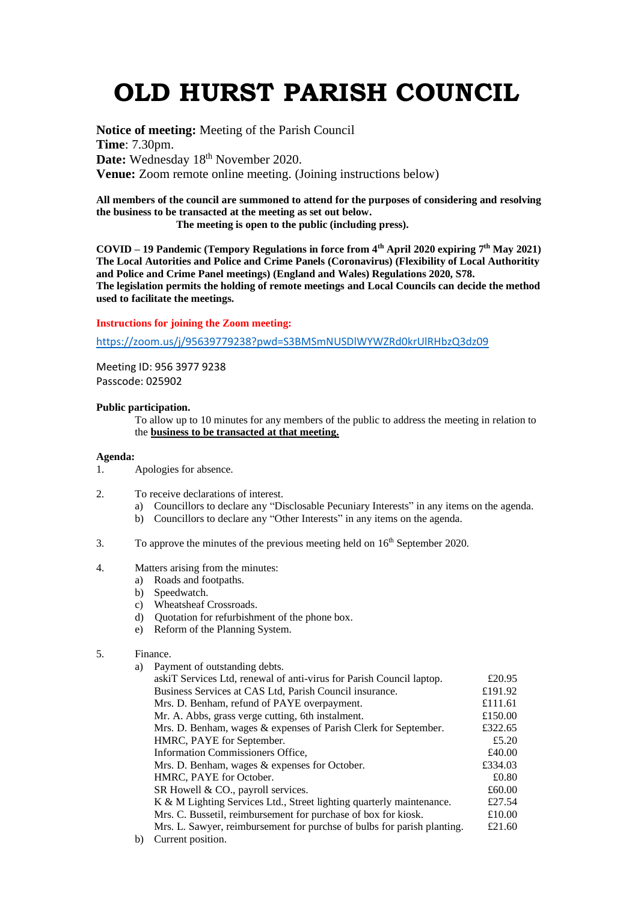# OLD HURST PARISH COUNCIL

**Notice of meeting:** Meeting of the Parish Council
**Time**: 7.30pm.
**Date:** Wednesday 18th November 2020.
**Venue:** Zoom remote online meeting. (Joining instructions below)

**All members of the council are summoned to attend for the purposes of considering and resolving the business to be transacted at the meeting as set out below.**
**The meeting is open to the public (including press).**

**COVID – 19 Pandemic (Tempory Regulations in force from 4th April 2020 expiring 7th May 2021) The Local Autorities and Police and Crime Panels (Coronavirus) (Flexibility of Local Authoritity and Police and Crime Panel meetings) (England and Wales) Regulations 2020, S78.**
**The legislation permits the holding of remote meetings and Local Councils can decide the method used to facilitate the meetings.**

**Instructions for joining the Zoom meeting:**

https://zoom.us/j/95639779238?pwd=S3BMSmNUSDlWYWZRd0krUlRHbzQ3dz09

Meeting ID: 956 3977 9238
Passcode: 025902

**Public participation.**

To allow up to 10 minutes for any members of the public to address the meeting in relation to the **business to be transacted at that meeting.**

**Agenda:**

1. Apologies for absence.

2. To receive declarations of interest.
   a) Councillors to declare any "Disclosable Pecuniary Interests" in any items on the agenda.
   b) Councillors to declare any "Other Interests" in any items on the agenda.

3. To approve the minutes of the previous meeting held on 16th September 2020.

4. Matters arising from the minutes:
   a) Roads and footpaths.
   b) Speedwatch.
   c) Wheatsheaf Crossroads.
   d) Quotation for refurbishment of the phone box.
   e) Reform of the Planning System.

5. Finance.
   a) Payment of outstanding debts.

| | |
|---|---|
| askiT Services Ltd, renewal of anti-virus for Parish Council laptop. | £20.95 |
| Business Services at CAS Ltd, Parish Council insurance. | £191.92 |
| Mrs. D. Benham, refund of PAYE overpayment. | £111.61 |
| Mr. A. Abbs, grass verge cutting, 6th instalment. | £150.00 |
| Mrs. D. Benham, wages & expenses of Parish Clerk for September. | £322.65 |
| HMRC, PAYE for September. | £5.20 |
| Information Commissioners Office, | £40.00 |
| Mrs. D. Benham, wages & expenses for October. | £334.03 |
| HMRC, PAYE for October. | £0.80 |
| SR Howell & CO., payroll services. | £60.00 |
| K & M Lighting Services Ltd., Street lighting quarterly maintenance. | £27.54 |
| Mrs. C. Bussetil, reimbursement for purchase of box for kiosk. | £10.00 |
| Mrs. L. Sawyer, reimbursement for purchse of bulbs for parish planting. | £21.60 |

   b) Current position.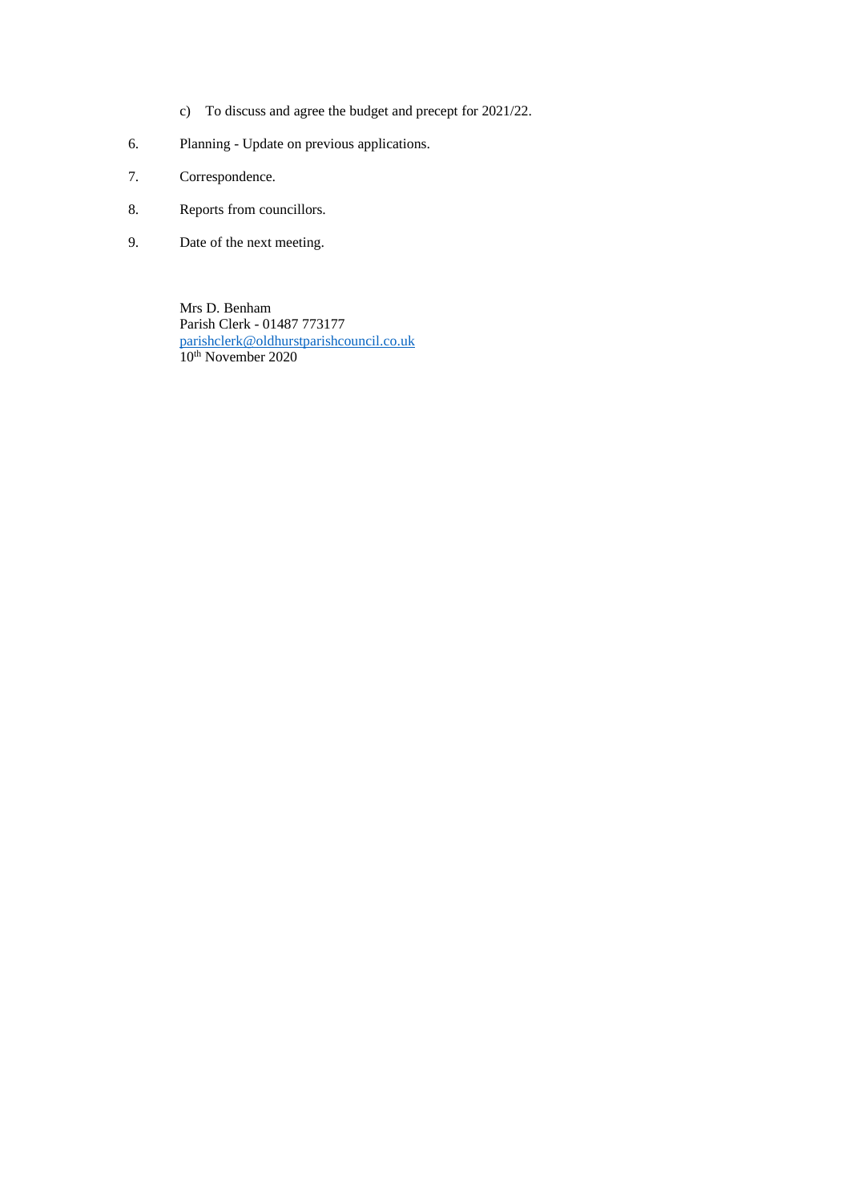c) To discuss and agree the budget and precept for 2021/22.

6. Planning - Update on previous applications.

7. Correspondence.

8. Reports from councillors.

9. Date of the next meeting.

Mrs D. Benham
Parish Clerk - 01487 773177
parishclerk@oldhurstparishcouncil.co.uk
10th November 2020